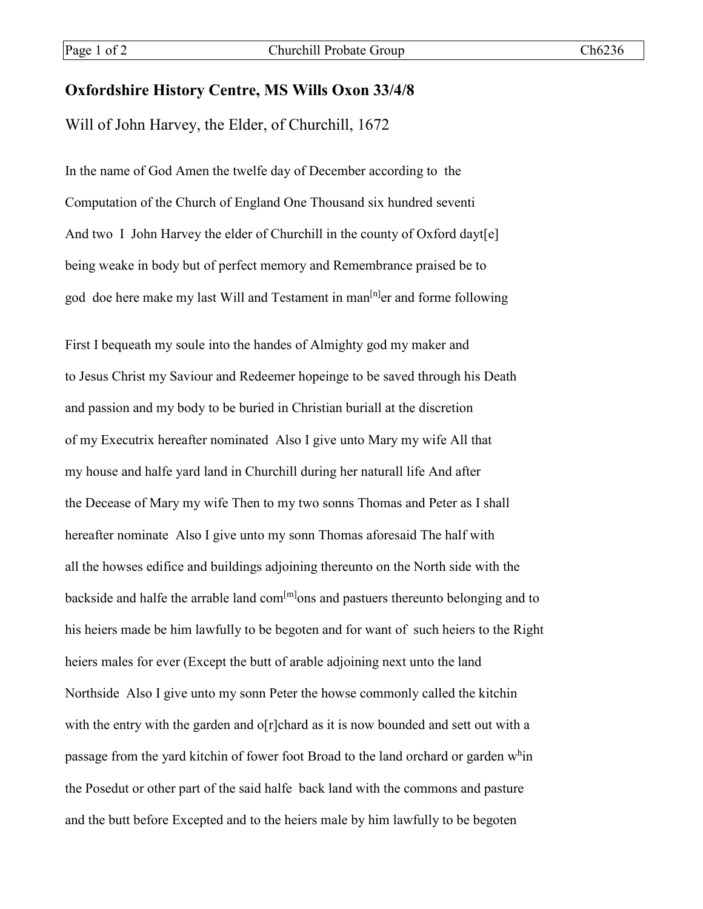## Oxfordshire History Centre, MS Wills Oxon 33/4/8

Will of John Harvey, the Elder, of Churchill, 1672

In the name of God Amen the twelfe day of December according to the Computation of the Church of England One Thousand six hundred seventi And two I John Harvey the elder of Churchill in the county of Oxford dayt[e] being weake in body but of perfect memory and Remembrance praised be to god doe here make my last Will and Testament in man[n]er and forme following

First I bequeath my soule into the handes of Almighty god my maker and to Jesus Christ my Saviour and Redeemer hopeinge to be saved through his Death and passion and my body to be buried in Christian buriall at the discretion of my Executrix hereafter nominated Also I give unto Mary my wife All that my house and halfe yard land in Churchill during her naturall life And after the Decease of Mary my wife Then to my two sonns Thomas and Peter as I shall hereafter nominate Also I give unto my sonn Thomas aforesaid The half with all the howses edifice and buildings adjoining thereunto on the North side with the backside and halfe the arrable land com[m]ons and pastuers thereunto belonging and to his heiers made be him lawfully to be begoten and for want of such heiers to the Right heiers males for ever (Except the butt of arable adjoining next unto the land Northside Also I give unto my sonn Peter the howse commonly called the kitchin with the entry with the garden and o[r]chard as it is now bounded and sett out with a passage from the yard kitchin of fower foot Broad to the land orchard or garden w[h]in the Posedut or other part of the said halfe back land with the commons and pasture and the butt before Excepted and to the heiers male by him lawfully to be begoten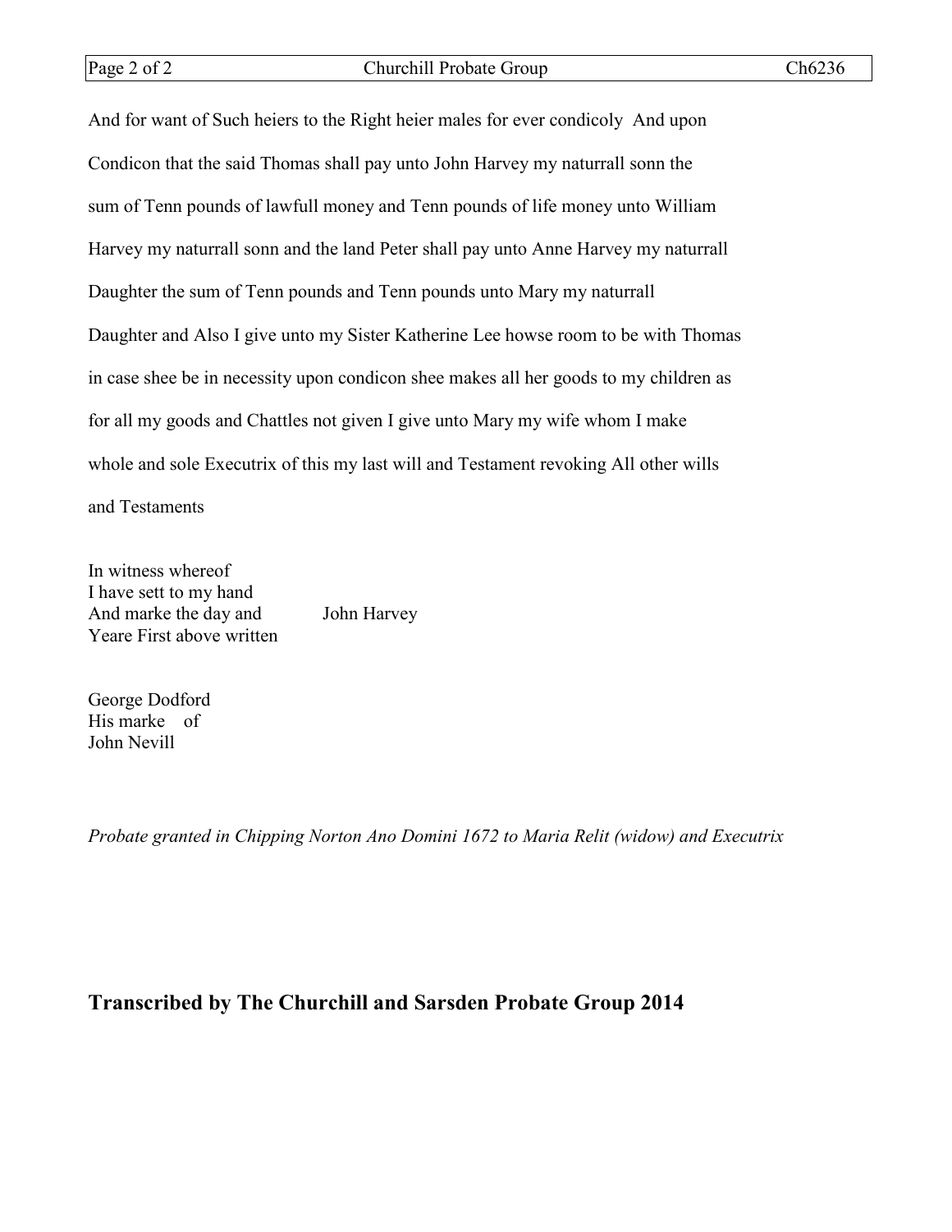And for want of Such heiers to the Right heier males for ever condicoly And upon Condicon that the said Thomas shall pay unto John Harvey my naturrall sonn the sum of Tenn pounds of lawfull money and Tenn pounds of life money unto William Harvey my naturrall sonn and the land Peter shall pay unto Anne Harvey my naturrall Daughter the sum of Tenn pounds and Tenn pounds unto Mary my naturrall Daughter and Also I give unto my Sister Katherine Lee howse room to be with Thomas in case shee be in necessity upon condicon shee makes all her goods to my children as for all my goods and Chattles not given I give unto Mary my wife whom I make whole and sole Executrix of this my last will and Testament revoking All other wills and Testaments

In witness whereof
I have sett to my hand
And marke the day and Yeare First above written

John Harvey

George Dodford
His marke of
John Nevill

*Probate granted in Chipping Norton Ano Domini 1672 to Maria Relit (widow) and Executrix*

**Transcribed by The Churchill and Sarsden Probate Group 2014**